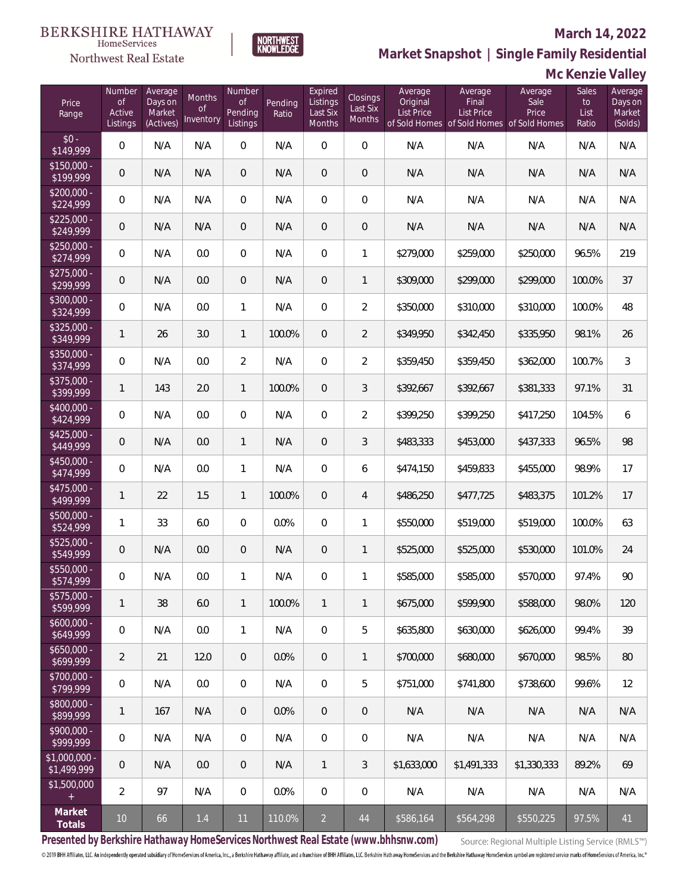BERKSHIRE HATHAWAY HomeServices Northwest Real Estate

NORTHWEST KNOWLEDGE

# March 14, 2022

## Market Snapshot | Single Family Residential

## Mc Kenzie Valley

| Price Range | Number of Active Listings | Average Days on Market (Actives) | Months of Inventory | Number of Pending Listings | Pending Ratio | Expired Listings Last Six Months | Closings Last Six Months | Average Original List Price of Sold Homes | Average Final List Price of Sold Homes | Average Sale Price of Sold Homes | Sales to List Ratio | Average Days on Market (Solds) |
|---|---|---|---|---|---|---|---|---|---|---|---|---|
| $0 - $149,999 | 0 | N/A | N/A | 0 | N/A | 0 | 0 | N/A | N/A | N/A | N/A | N/A |
| $150,000 - $199,999 | 0 | N/A | N/A | 0 | N/A | 0 | 0 | N/A | N/A | N/A | N/A | N/A |
| $200,000 - $224,999 | 0 | N/A | N/A | 0 | N/A | 0 | 0 | N/A | N/A | N/A | N/A | N/A |
| $225,000 - $249,999 | 0 | N/A | N/A | 0 | N/A | 0 | 0 | N/A | N/A | N/A | N/A | N/A |
| $250,000 - $274,999 | 0 | N/A | 0.0 | 0 | N/A | 0 | 1 | $279,000 | $259,000 | $250,000 | 96.5% | 219 |
| $275,000 - $299,999 | 0 | N/A | 0.0 | 0 | N/A | 0 | 1 | $309,000 | $299,000 | $299,000 | 100.0% | 37 |
| $300,000 - $324,999 | 0 | N/A | 0.0 | 1 | N/A | 0 | 2 | $350,000 | $310,000 | $310,000 | 100.0% | 48 |
| $325,000 - $349,999 | 1 | 26 | 3.0 | 1 | 100.0% | 0 | 2 | $349,950 | $342,450 | $335,950 | 98.1% | 26 |
| $350,000 - $374,999 | 0 | N/A | 0.0 | 2 | N/A | 0 | 2 | $359,450 | $359,450 | $362,000 | 100.7% | 3 |
| $375,000 - $399,999 | 1 | 143 | 2.0 | 1 | 100.0% | 0 | 3 | $392,667 | $392,667 | $381,333 | 97.1% | 31 |
| $400,000 - $424,999 | 0 | N/A | 0.0 | 0 | N/A | 0 | 2 | $399,250 | $399,250 | $417,250 | 104.5% | 6 |
| $425,000 - $449,999 | 0 | N/A | 0.0 | 1 | N/A | 0 | 3 | $483,333 | $453,000 | $437,333 | 96.5% | 98 |
| $450,000 - $474,999 | 0 | N/A | 0.0 | 1 | N/A | 0 | 6 | $474,150 | $459,833 | $455,000 | 98.9% | 17 |
| $475,000 - $499,999 | 1 | 22 | 1.5 | 1 | 100.0% | 0 | 4 | $486,250 | $477,725 | $483,375 | 101.2% | 17 |
| $500,000 - $524,999 | 1 | 33 | 6.0 | 0 | 0.0% | 0 | 1 | $550,000 | $519,000 | $519,000 | 100.0% | 63 |
| $525,000 - $549,999 | 0 | (N/A) | 0.0 | 0 | N/A | 0 | 1 | $525,000 | $525,000 | $530,000 | 101.0% | 24 |
| $550,000 - $574,999 | 0 | N/A | 0.0 | 1 | N/A | 0 | 1 | $585,000 | $585,000 | $570,000 | 97.4% | 90 |
| $575,000 - $599,999 | 1 | 38 | 6.0 | 1 | 100.0% | 1 | 1 | $675,000 | $599,900 | $588,000 | 98.0% | 120 |
| $600,000 - $649,999 | 0 | N/A | 0.0 | 1 | N/A | 0 | 5 | $635,800 | $630,000 | $626,000 | 99.4% | 39 |
| $650,000 - $699,999 | 2 | 21 | 12.0 | 0 | 0.0% | 0 | 1 | $700,000 | $680,000 | $670,000 | 98.5% | 80 |
| $700,000 - $799,999 | 0 | N/A | 0.0 | 0 | N/A | 0 | 5 | $751,000 | $741,800 | $738,600 | 99.6% | 12 |
| $800,000 - $899,999 | 1 | 167 | N/A | 0 | 0.0% | 0 | 0 | N/A | N/A | N/A | N/A | N/A |
| $900,000 - $999,999 | 0 | N/A | N/A | 0 | N/A | 0 | 0 | N/A | N/A | N/A | N/A | N/A |
| $1,000,000 - $1,499,999 | 0 | N/A | 0.0 | 0 | N/A | 1 | 3 | $1,633,000 | $1,491,333 | $1,330,333 | 89.2% | 69 |
| $1,500,000 + | 2 | 97 | N/A | 0 | 0.0% | 0 | 0 | N/A | N/A | N/A | N/A | N/A |
| **Market Totals** | 10 | 66 | 1.4 | 11 | 110.0% | 2 | 44 | $586,164 | $564,298 | $550,225 | 97.5% | 41 |

**Presented by Berkshire Hathaway HomeServices Northwest Real Estate (www.bhhsnw.com)**

Source: Regional Multiple Listing Service (RMLS™)

© 2019 BHH Affiliates, LLC. An independently operated subsidiary of HomeServices of America, Inc., a Berkshire Hathaway affiliate, and a franchisee of BHH Affiliates, LLC. Berkshire Hathaway HomeServices and the Berkshire Hathaway HomeServices symbol are registered service marks of HomeServices of America, Inc.®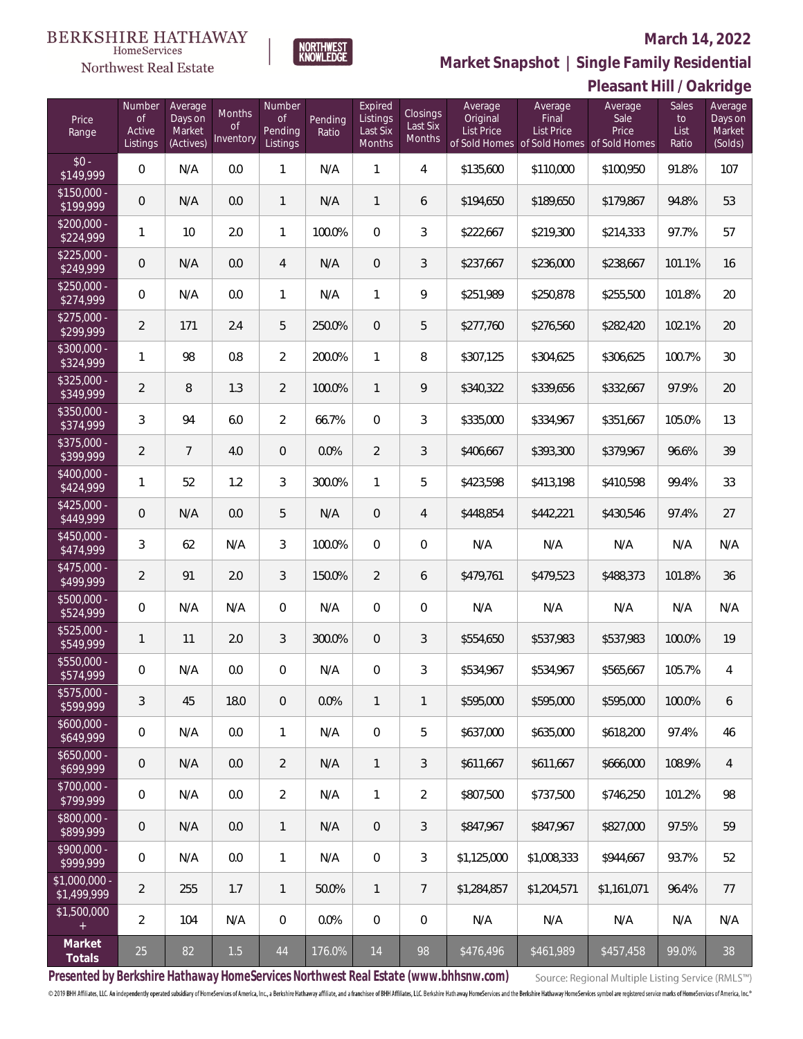BERKSHIRE HATHAWAY HomeServices Northwest Real Estate

NORTHWEST KNOWLEDGE

# March 14, 2022

## Market Snapshot | Single Family Residential

## Pleasant Hill / Oakridge

| Price Range | Number of Active Listings | Average Days on Market (Actives) | Months of Inventory | Number of Pending Listings | Pending Ratio | Expired Listings Last Six Months | Closings Last Six Months | Average Original List Price of Sold Homes | Average Final List Price of Sold Homes | Average Sale Price of Sold Homes | Sales to List Ratio | Average Days on Market (Solds) |
|---|---|---|---|---|---|---|---|---|---|---|---|---|
| $0 - $149,999 | 0 | N/A | 0.0 | 1 | N/A | 1 | 4 | $135,600 | $110,000 | $100,950 | 91.8% | 107 |
| $150,000 - $199,999 | 0 | N/A | 0.0 | 1 | N/A | 1 | 6 | $194,650 | $189,650 | $179,867 | 94.8% | 53 |
| $200,000 - $224,999 | 1 | 10 | 2.0 | 1 | 100.0% | 0 | 3 | $222,667 | $219,300 | $214,333 | 97.7% | 57 |
| $225,000 - $249,999 | 0 | N/A | 0.0 | 4 | N/A | 0 | 3 | $237,667 | $236,000 | $238,667 | 101.1% | 16 |
| $250,000 - $274,999 | 0 | N/A | 0.0 | 1 | N/A | 1 | 9 | $251,989 | $250,878 | $255,500 | 101.8% | 20 |
| $275,000 - $299,999 | 2 | 171 | 2.4 | 5 | 250.0% | 0 | 5 | $277,760 | $276,560 | $282,420 | 102.1% | 20 |
| $300,000 - $324,999 | 1 | 98 | 0.8 | 2 | 200.0% | 1 | 8 | $307,125 | $304,625 | $306,625 | 100.7% | 30 |
| $325,000 - $349,999 | 2 | 8 | 1.3 | 2 | 100.0% | 1 | 9 | $340,322 | $339,656 | $332,667 | 97.9% | 20 |
| $350,000 - $374,999 | 3 | 94 | 6.0 | 2 | 66.7% | 0 | 3 | $335,000 | $334,967 | $351,667 | 105.0% | 13 |
| $375,000 - $399,999 | 2 | 7 | 4.0 | 0 | 0.0% | 2 | 3 | $406,667 | $393,300 | $379,967 | 96.6% | 39 |
| $400,000 - $424,999 | 1 | 52 | 1.2 | 3 | 300.0% | 1 | 5 | $423,598 | $413,198 | $410,598 | 99.4% | 33 |
| $425,000 - $449,999 | 0 | N/A | 0.0 | 5 | N/A | 0 | 4 | $448,854 | $442,221 | $430,546 | 97.4% | 27 |
| $450,000 - $474,999 | 3 | 62 | N/A | 3 | 100.0% | 0 | 0 | N/A | N/A | N/A | N/A | N/A |
| $475,000 - $499,999 | 2 | 91 | 2.0 | 3 | 150.0% | 2 | 6 | $479,761 | $479,523 | $488,373 | 101.8% | 36 |
| $500,000 - $524,999 | 0 | N/A | N/A | 0 | N/A | 0 | 0 | N/A | N/A | N/A | N/A | N/A |
| $525,000 - $549,999 | 1 | 11 | 2.0 | 3 | 300.0% | 0 | 3 | $554,650 | $537,983 | $537,983 | 100.0% | 19 |
| $550,000 - $574,999 | 0 | N/A | 0.0 | 0 | N/A | 0 | 3 | $534,967 | $534,967 | $565,667 | 105.7% | 4 |
| $575,000 - $599,999 | 3 | 45 | 18.0 | 0 | 0.0% | 1 | 1 | $595,000 | $595,000 | $595,000 | 100.0% | 6 |
| $600,000 - $649,999 | 0 | N/A | 0.0 | 1 | N/A | 0 | 5 | $637,000 | $635,000 | $618,200 | 97.4% | 46 |
| $650,000 - $699,999 | 0 | N/A | 0.0 | 2 | N/A | 1 | 3 | $611,667 | $611,667 | $666,000 | 108.9% | 4 |
| $700,000 - $799,999 | 0 | N/A | 0.0 | 2 | N/A | 1 | 2 | $807,500 | $737,500 | $746,250 | 101.2% | 98 |
| $800,000 - $899,999 | 0 | N/A | 0.0 | 1 | N/A | 0 | 3 | $847,967 | $847,967 | $827,000 | 97.5% | 59 |
| $900,000 - $999,999 | 0 | N/A | 0.0 | 1 | N/A | 0 | 3 | $1,125,000 | $1,008,333 | $944,667 | 93.7% | 52 |
| $1,000,000 - $1,499,999 | 2 | 255 | 1.7 | 1 | 50.0% | 1 | 7 | $1,284,857 | $1,204,571 | $1,161,071 | 96.4% | 77 |
| $1,500,000 + | 2 | 104 | N/A | 0 | 0.0% | 0 | 0 | N/A | N/A | N/A | N/A | N/A |
| **Market Totals** | 25 | 82 | 1.5 | 44 | 176.0% | 14 | 98 | $476,496 | $461,989 | $457,458 | 99.0% | 38 |

**Presented by Berkshire Hathaway HomeServices Northwest Real Estate (www.bhhsnw.com)**

Source: Regional Multiple Listing Service (RMLS™)

© 2019 BHH Affiliates, LLC. An independently operated subsidiary of HomeServices of America, Inc., a Berkshire Hathaway affiliate, and a franchisee of BHH Affiliates, LLC. Berkshire Hathaway HomeServices and the Berkshire Hathaway HomeServices symbol are registered service marks of HomeServices of America, Inc.®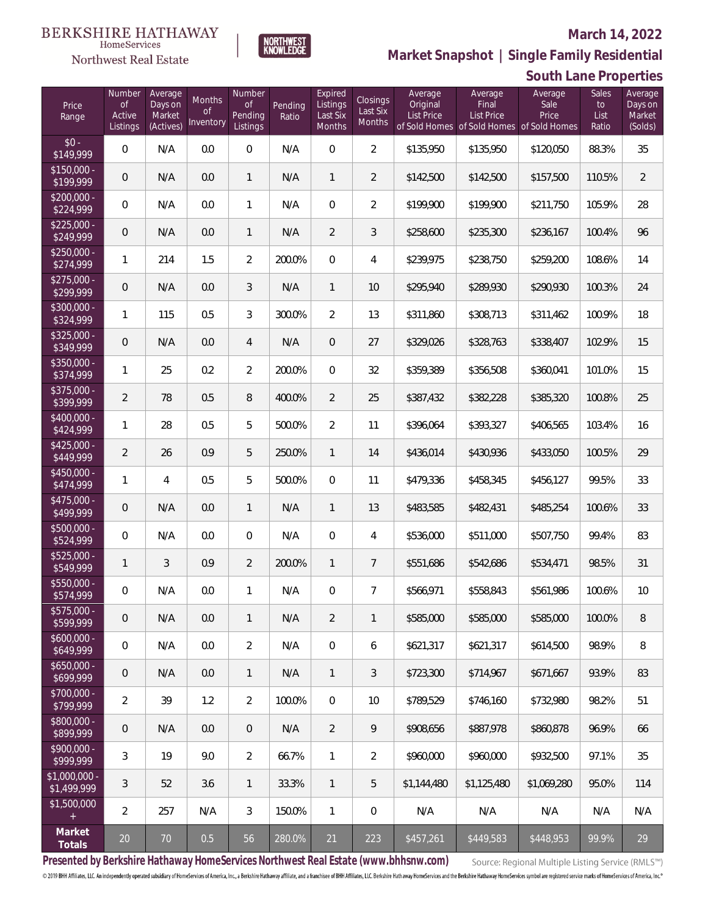BERKSHIRE HATHAWAY HomeServices Northwest Real Estate

## March 14, 2022

## Market Snapshot | Single Family Residential

## South Lane Properties

| Price Range | Number of Active Listings | Average Days on Market (Actives) | Months of Inventory | Number of Pending Listings | Pending Ratio | Expired Listings Last Six Months | Closings Last Six Months | Average Original List Price of Sold Homes | Average Final List Price of Sold Homes | Average Sale Price of Sold Homes | Sales to List Ratio | Average Days on Market (Solds) |
|---|---|---|---|---|---|---|---|---|---|---|---|---|
| $0 - $149,999 | 0 | N/A | 0.0 | 0 | N/A | 0 | 2 | $135,950 | $135,950 | $120,050 | 88.3% | 35 |
| $150,000 - $199,999 | 0 | N/A | 0.0 | 1 | N/A | 1 | 2 | $142,500 | $142,500 | $157,500 | 110.5% | 2 |
| $200,000 - $224,999 | 0 | N/A | 0.0 | 1 | N/A | 0 | 2 | $199,900 | $199,900 | $211,750 | 105.9% | 28 |
| $225,000 - $249,999 | 0 | N/A | 0.0 | 1 | N/A | 2 | 3 | $258,600 | $235,300 | $236,167 | 100.4% | 96 |
| $250,000 - $274,999 | 1 | 214 | 1.5 | 2 | 200.0% | 0 | 4 | $239,975 | $238,750 | $259,200 | 108.6% | 14 |
| $275,000 - $299,999 | 0 | N/A | 0.0 | 3 | N/A | 1 | 10 | $295,940 | $289,930 | $290,930 | 100.3% | 24 |
| $300,000 - $324,999 | 1 | 115 | 0.5 | 3 | 300.0% | 2 | 13 | $311,860 | $308,713 | $311,462 | 100.9% | 18 |
| $325,000 - $349,999 | 0 | N/A | 0.0 | 4 | N/A | 0 | 27 | $329,026 | $328,763 | $338,407 | 102.9% | 15 |
| $350,000 - $374,999 | 1 | 25 | 0.2 | 2 | 200.0% | 0 | 32 | $359,389 | $356,508 | $360,041 | 101.0% | 15 |
| $375,000 - $399,999 | 2 | 78 | 0.5 | 8 | 400.0% | 2 | 25 | $387,432 | $382,228 | $385,320 | 100.8% | 25 |
| $400,000 - $424,999 | 1 | 28 | 0.5 | 5 | 500.0% | 2 | 11 | $396,064 | $393,327 | $406,565 | 103.4% | 16 |
| $425,000 - $449,999 | 2 | 26 | 0.9 | 5 | 250.0% | 1 | 14 | $436,014 | $430,936 | $433,050 | 100.5% | 29 |
| $450,000 - $474,999 | 1 | 4 | 0.5 | 5 | 500.0% | 0 | 11 | $479,336 | $458,345 | $456,127 | 99.5% | 33 |
| $475,000 - $499,999 | 0 | N/A | 0.0 | 1 | N/A | 1 | 13 | $483,585 | $482,431 | $485,254 | 100.6% | 33 |
| $500,000 - $524,999 | 0 | N/A | 0.0 | 0 | N/A | 0 | 4 | $536,000 | $511,000 | $507,750 | 99.4% | 83 |
| $525,000 - $549,999 | 1 | 3 | 0.9 | 2 | 200.0% | 1 | 7 | $551,686 | $542,686 | $534,471 | 98.5% | 31 |
| $550,000 - $574,999 | 0 | N/A | 0.0 | 1 | N/A | 0 | 7 | $566,971 | $558,843 | $561,986 | 100.6% | 10 |
| $575,000 - $599,999 | 0 | N/A | 0.0 | 1 | N/A | 2 | 1 | $585,000 | $585,000 | $585,000 | 100.0% | 8 |
| $600,000 - $649,999 | 0 | N/A | 0.0 | 2 | N/A | 0 | 6 | $621,317 | $621,317 | $614,500 | 98.9% | 8 |
| $650,000 - $699,999 | 0 | N/A | 0.0 | 1 | N/A | 1 | 3 | $723,300 | $714,967 | $671,667 | 93.9% | 83 |
| $700,000 - $799,999 | 2 | 39 | 1.2 | 2 | 100.0% | 0 | 10 | $789,529 | $746,160 | $732,980 | 98.2% | 51 |
| $800,000 - $899,999 | 0 | N/A | 0.0 | 0 | N/A | 2 | 9 | $908,656 | $887,978 | $860,878 | 96.9% | 66 |
| $900,000 - $999,999 | 3 | 19 | 9.0 | 2 | 66.7% | 1 | 2 | $960,000 | $960,000 | $932,500 | 97.1% | 35 |
| $1,000,000 - $1,499,999 | 3 | 52 | 3.6 | 1 | 33.3% | 1 | 5 | $1,144,480 | $1,125,480 | $1,069,280 | 95.0% | 114 |
| $1,500,000 + | 2 | 257 | N/A | 3 | 150.0% | 1 | 0 | N/A | N/A | N/A | N/A | N/A |
| **Market Totals** | 20 | 70 | 0.5 | 56 | 280.0% | 21 | 223 | $457,261 | $449,583 | $448,953 | 99.9% | 29 |

**Presented by Berkshire Hathaway HomeServices Northwest Real Estate (www.bhhsnw.com)**

Source: Regional Multiple Listing Service (RMLS™)

© 2019 BHH Affiliates, LLC. An independently operated subsidiary of HomeServices of America, Inc., a Berkshire Hathaway affiliate, and a franchisee of BHH Affiliates, LLC. Berkshire Hathaway HomeServices and the Berkshire Hathaway HomeServices symbol are registered service marks of HomeServices of America, Inc.®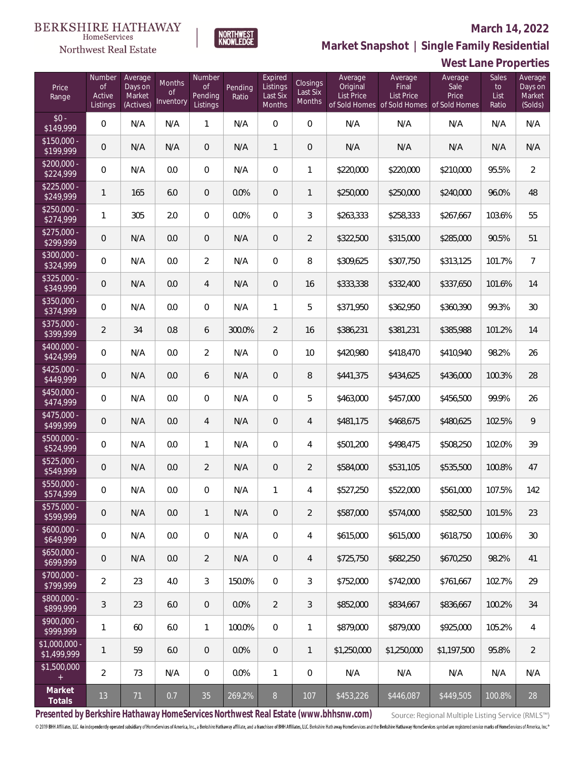BERKSHIRE HATHAWAY HomeServices Northwest Real Estate

NORTHWEST KNOWLEDGE

March 14, 2022

## Market Snapshot | Single Family Residential

## West Lane Properties

| Price Range | Number of Active Listings | Average Days on Market (Actives) | Months of Inventory | Number of Pending Listings | Pending Ratio | Expired Listings Last Six Months | Closings Last Six Months | Average Original List Price of Sold Homes | Average Final List Price of Sold Homes | Average Sale Price of Sold Homes | Sales to List Ratio | Average Days on Market (Solds) |
|---|---|---|---|---|---|---|---|---|---|---|---|---|
| $0 - $149,999 | 0 | N/A | N/A | 1 | N/A | 0 | 0 | N/A | N/A | N/A | N/A | N/A |
| $150,000 - $199,999 | 0 | N/A | N/A | 0 | N/A | 1 | 0 | N/A | N/A | N/A | N/A | N/A |
| $200,000 - $224,999 | 0 | N/A | 0.0 | 0 | N/A | 0 | 1 | $220,000 | $220,000 | $210,000 | 95.5% | 2 |
| $225,000 - $249,999 | 1 | 165 | 6.0 | 0 | 0.0% | 0 | 1 | $250,000 | $250,000 | $240,000 | 96.0% | 48 |
| $250,000 - $274,999 | 1 | 305 | 2.0 | 0 | 0.0% | 0 | 3 | $263,333 | $258,333 | $267,667 | 103.6% | 55 |
| $275,000 - $299,999 | 0 | N/A | 0.0 | 0 | N/A | 0 | 2 | $322,500 | $315,000 | $285,000 | 90.5% | 51 |
| $300,000 - $324,999 | 0 | N/A | 0.0 | 2 | N/A | 0 | 8 | $309,625 | $307,750 | $313,125 | 101.7% | 7 |
| $325,000 - $349,999 | 0 | N/A | 0.0 | 4 | N/A | 0 | 16 | $333,338 | $332,400 | $337,650 | 101.6% | 14 |
| $350,000 - $374,999 | 0 | N/A | 0.0 | 0 | N/A | 1 | 5 | $371,950 | $362,950 | $360,390 | 99.3% | 30 |
| $375,000 - $399,999 | 2 | 34 | 0.8 | 6 | 300.0% | 2 | 16 | $386,231 | $381,231 | $385,988 | 101.2% | 14 |
| $400,000 - $424,999 | 0 | N/A | 0.0 | 2 | N/A | 0 | 10 | $420,980 | $418,470 | $410,940 | 98.2% | 26 |
| $425,000 - $449,999 | 0 | N/A | 0.0 | 6 | N/A | 0 | 8 | $441,375 | $434,625 | $436,000 | 100.3% | 28 |
| $450,000 - $474,999 | 0 | N/A | 0.0 | 0 | N/A | 0 | 5 | $463,000 | $457,000 | $456,500 | 99.9% | 26 |
| $475,000 - $499,999 | 0 | N/A | 0.0 | 4 | N/A | 0 | 4 | $481,175 | $468,675 | $480,625 | 102.5% | 9 |
| $500,000 - $524,999 | 0 | N/A | 0.0 | 1 | N/A | 0 | 4 | $501,200 | $498,475 | $508,250 | 102.0% | 39 |
| $525,000 - $549,999 | 0 | N/A | 0.0 | 2 | N/A | 0 | 2 | $584,000 | $531,105 | $535,500 | 100.8% | 47 |
| $550,000 - $574,999 | 0 | N/A | 0.0 | 0 | N/A | 1 | 4 | $527,250 | $522,000 | $561,000 | 107.5% | 142 |
| $575,000 - $599,999 | 0 | N/A | 0.0 | 1 | N/A | 0 | 2 | $587,000 | $574,000 | $582,500 | 101.5% | 23 |
| $600,000 - $649,999 | 0 | N/A | 0.0 | 0 | N/A | 0 | 4 | $615,000 | $615,000 | $618,750 | 100.6% | 30 |
| $650,000 - $699,999 | 0 | N/A | 0.0 | 2 | N/A | 0 | 4 | $725,750 | $682,250 | $670,250 | 98.2% | 41 |
| $700,000 - $799,999 | 2 | 23 | 4.0 | 3 | 150.0% | 0 | 3 | $752,000 | $742,000 | $761,667 | 102.7% | 29 |
| $800,000 - $899,999 | 3 | 23 | 6.0 | 0 | 0.0% | 2 | 3 | $852,000 | $834,667 | $836,667 | 100.2% | 34 |
| $900,000 - $999,999 | 1 | 60 | 6.0 | 1 | 100.0% | 0 | 1 | $879,000 | $879,000 | $925,000 | 105.2% | 4 |
| $1,000,000 - $1,499,999 | 1 | 59 | 6.0 | 0 | 0.0% | 0 | 1 | $1,250,000 | $1,250,000 | $1,197,500 | 95.8% | 2 |
| $1,500,000 + | 2 | 73 | N/A | 0 | 0.0% | 1 | 0 | N/A | N/A | N/A | N/A | N/A |
| **Market Totals** | 13 | 71 | 0.7 | 35 | 269.2% | 8 | 107 | $453,226 | $446,087 | $449,505 | 100.8% | 28 |

**Presented by Berkshire Hathaway HomeServices Northwest Real Estate (www.bhhsnw.com)**

Source: Regional Multiple Listing Service (RMLS™)

© 2019 BHH Affiliates, LLC. An independently operated subsidiary of HomeServices of America, Inc., a Berkshire Hathaway affiliate, and a franchisee of BHH Affiliates, LLC. Berkshire Hathaway HomeServices and the Berkshire Hathaway HomeServices symbol are registered service marks of HomeServices of America, Inc.®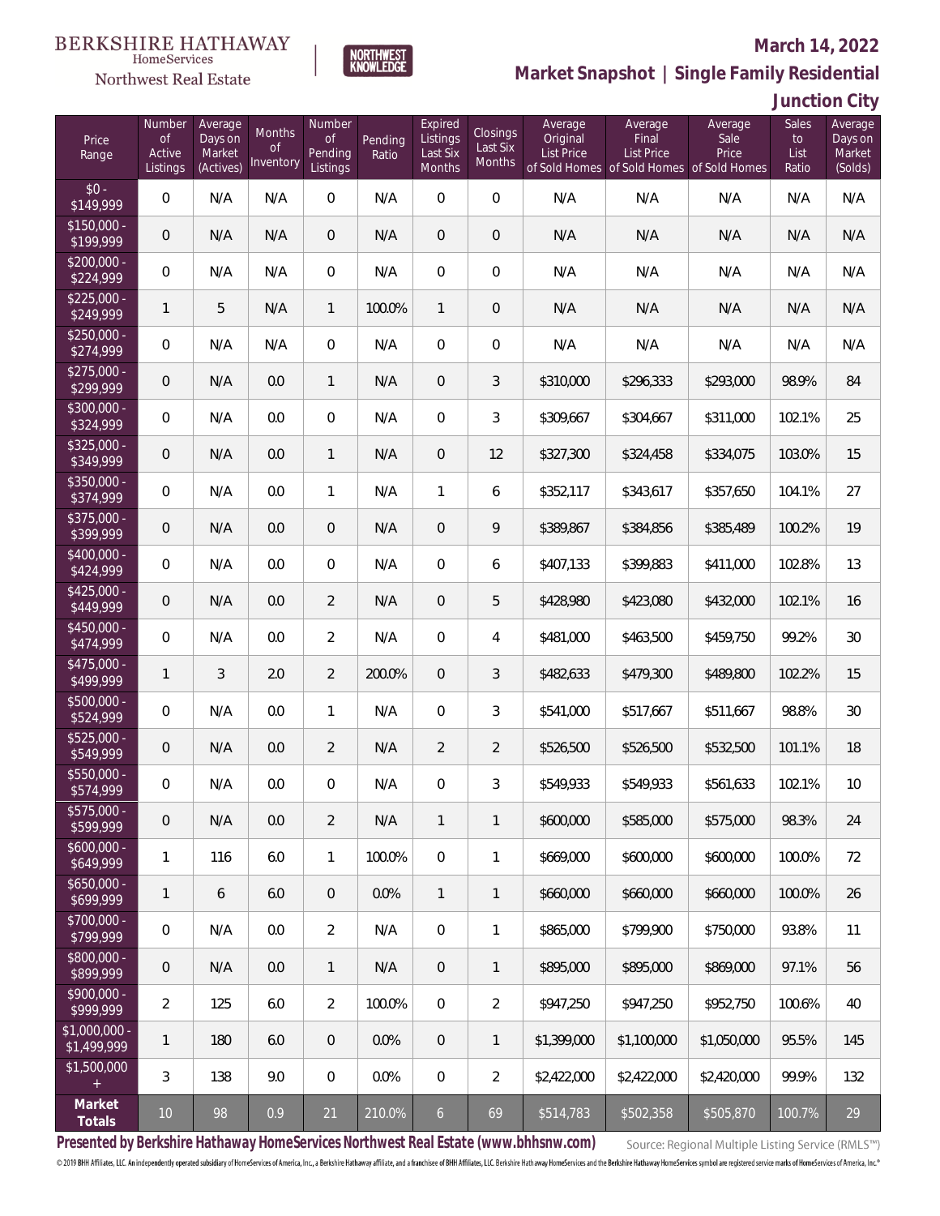BERKSHIRE HATHAWAY HomeServices Northwest Real Estate

NORTHWEST KNOWLEDGE

**March 14, 2022**

**Market Snapshot | Single Family Residential**

**Junction City**

| Price Range | Number of Active Listings | Average Days on Market (Actives) | Months of Inventory | Number of Pending Listings | Pending Ratio | Expired Listings Last Six Months | Closings Last Six Months | Average Original List Price of Sold Homes | Average Final List Price of Sold Homes | Average Sale Price of Sold Homes | Sales to List Ratio | Average Days on Market (Solds) |
|---|---|---|---|---|---|---|---|---|---|---|---|---|
| $0 - $149,999 | 0 | N/A | N/A | 0 | N/A | 0 | 0 | N/A | N/A | N/A | N/A | N/A |
| $150,000 - $199,999 | 0 | N/A | N/A | 0 | N/A | 0 | 0 | N/A | N/A | N/A | N/A | N/A |
| $200,000 - $224,999 | 0 | N/A | N/A | 0 | N/A | 0 | 0 | N/A | N/A | N/A | N/A | N/A |
| $225,000 - $249,999 | 1 | 5 | N/A | 1 | 100.0% | 1 | 0 | N/A | N/A | N/A | N/A | N/A |
| $250,000 - $274,999 | 0 | N/A | N/A | 0 | N/A | 0 | 0 | N/A | N/A | N/A | N/A | N/A |
| $275,000 - $299,999 | 0 | N/A | 0.0 | 1 | N/A | 0 | 3 | $310,000 | $296,333 | $293,000 | 98.9% | 84 |
| $300,000 - $324,999 | 0 | N/A | 0.0 | 0 | N/A | 0 | 3 | $309,667 | $304,667 | $311,000 | 102.1% | 25 |
| $325,000 - $349,999 | 0 | N/A | 0.0 | 1 | N/A | 0 | 12 | $327,300 | $324,458 | $334,075 | 103.0% | 15 |
| $350,000 - $374,999 | 0 | N/A | 0.0 | 1 | N/A | 1 | 6 | $352,117 | $343,617 | $357,650 | 104.1% | 27 |
| $375,000 - $399,999 | 0 | N/A | 0.0 | 0 | N/A | 0 | 9 | $389,867 | $384,856 | $385,489 | 100.2% | 19 |
| $400,000 - $424,999 | 0 | N/A | 0.0 | 0 | N/A | 0 | 6 | $407,133 | $399,883 | $411,000 | 102.8% | 13 |
| $425,000 - $449,999 | 0 | N/A | 0.0 | 2 | N/A | 0 | 5 | $428,980 | $423,080 | $432,000 | 102.1% | 16 |
| $450,000 - $474,999 | 0 | N/A | 0.0 | 2 | N/A | 0 | 4 | $481,000 | $463,500 | $459,750 | 99.2% | 30 |
| $475,000 - $499,999 | 1 | 3 | 2.0 | 2 | 200.0% | 0 | 3 | $482,633 | $479,300 | $489,800 | 102.2% | 15 |
| $500,000 - $524,999 | 0 | N/A | 0.0 | 1 | N/A | 0 | 3 | $541,000 | $517,667 | $511,667 | 98.8% | 30 |
| $525,000 - $549,999 | 0 | N/A | 0.0 | 2 | N/A | 2 | 2 | $526,500 | $526,500 | $532,500 | 101.1% | 18 |
| $550,000 - $574,999 | 0 | N/A | 0.0 | 0 | N/A | 0 | 3 | $549,933 | $549,933 | $561,633 | 102.1% | 10 |
| $575,000 - $599,999 | 0 | N/A | 0.0 | 2 | N/A | 1 | 1 | $600,000 | $585,000 | $575,000 | 98.3% | 24 |
| $600,000 - $649,999 | 1 | 116 | 6.0 | 1 | 100.0% | 0 | 1 | $669,000 | $600,000 | $600,000 | 100.0% | 72 |
| $650,000 - $699,999 | 1 | 6 | 6.0 | 0 | 0.0% | 1 | 1 | $660,000 | $660,000 | $660,000 | 100.0% | 26 |
| $700,000 - $799,999 | 0 | N/A | 0.0 | 2 | N/A | 0 | 1 | $865,000 | $799,900 | $750,000 | 93.8% | 11 |
| $800,000 - $899,999 | 0 | N/A | 0.0 | 1 | N/A | 0 | 1 | $895,000 | $895,000 | $869,000 | 97.1% | 56 |
| $900,000 - $999,999 | 2 | 125 | 6.0 | 2 | 100.0% | 0 | 2 | $947,250 | $947,250 | $952,750 | 100.6% | 40 |
| $1,000,000 - $1,499,999 | 1 | 180 | 6.0 | 0 | 0.0% | 0 | 1 | $1,399,000 | $1,100,000 | $1,050,000 | 95.5% | 145 |
| $1,500,000 + | 3 | 138 | 9.0 | 0 | 0.0% | 0 | 2 | $2,422,000 | $2,422,000 | $2,420,000 | 99.9% | 132 |
| **Market Totals** | 10 | 98 | 0.9 | 21 | 210.0% | 6 | 69 | $514,783 | $502,358 | $505,870 | 100.7% | 29 |

**Presented by Berkshire Hathaway HomeServices Northwest Real Estate (www.bhhsnw.com)**

Source: Regional Multiple Listing Service (RMLS™)

© 2019 BHH Affiliates, LLC. An independently operated subsidiary of HomeServices of America, Inc., a Berkshire Hathaway affiliate, and a franchisee of BHH Affiliates, LLC. Berkshire Hathaway HomeServices and the Berkshire Hathaway HomeServices symbol are registered service marks of HomeServices of America, Inc.®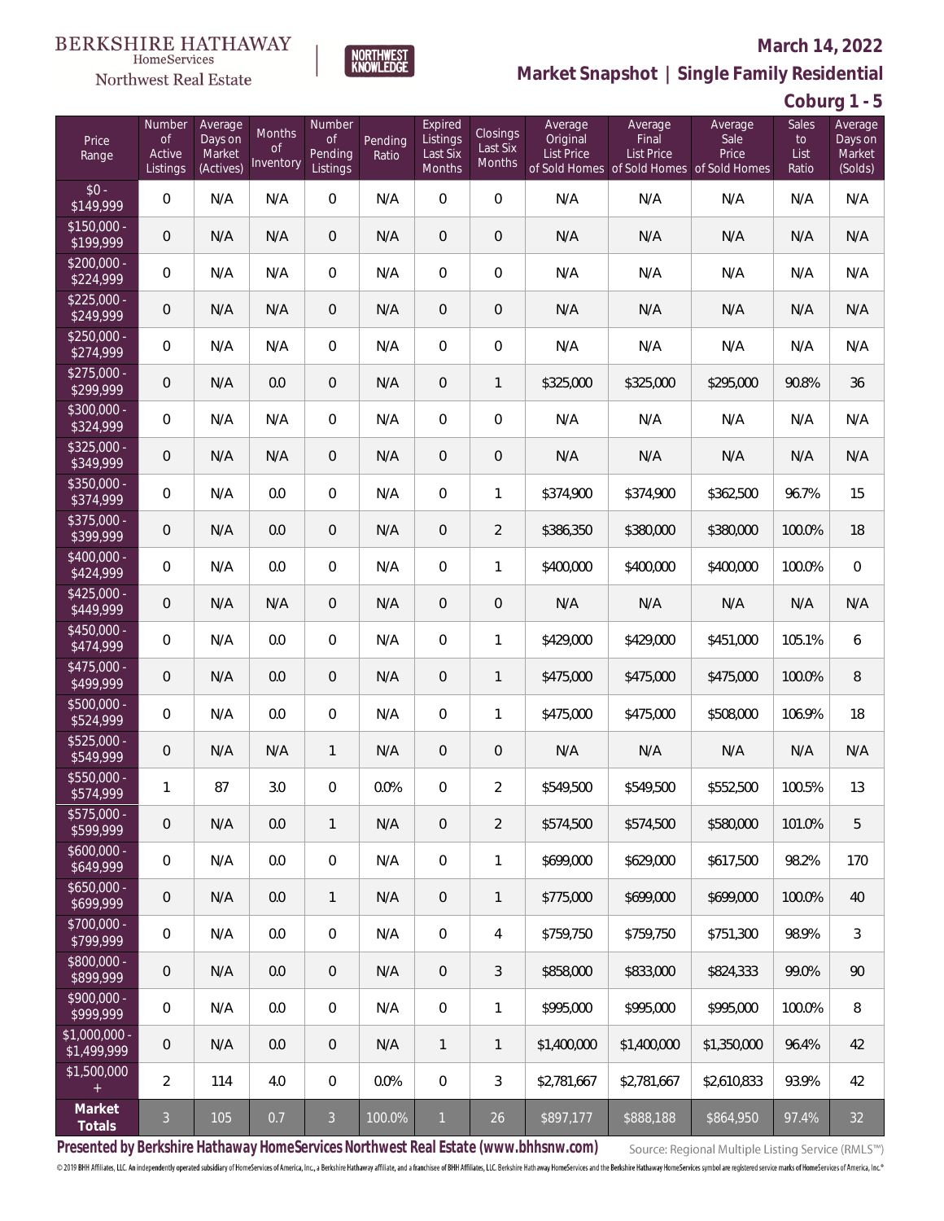BERKSHIRE HATHAWAY HomeServices Northwest Real Estate

NORTHWEST KNOWLEDGE

## March 14, 2022

## Market Snapshot | Single Family Residential

### Coburg 1 - 5

| Price Range | Number of Active Listings | Average Days on Market (Actives) | Months of Inventory | Number of Pending Listings | Pending Ratio | Expired Listings Last Six Months | Closings Last Six Months | Average Original List Price of Sold Homes | Average Final List Price of Sold Homes | Average Sale Price of Sold Homes | Sales to List Ratio | Average Days on Market (Solds) |
|---|---|---|---|---|---|---|---|---|---|---|---|---|
| $0 - $149,999 | 0 | N/A | N/A | 0 | N/A | 0 | 0 | N/A | N/A | N/A | N/A | N/A |
| $150,000 - $199,999 | 0 | N/A | N/A | 0 | N/A | 0 | 0 | N/A | N/A | N/A | N/A | N/A |
| $200,000 - $224,999 | 0 | N/A | N/A | 0 | N/A | 0 | 0 | N/A | N/A | N/A | N/A | N/A |
| $225,000 - $249,999 | 0 | N/A | N/A | 0 | N/A | 0 | 0 | N/A | N/A | N/A | N/A | N/A |
| $250,000 - $274,999 | 0 | N/A | N/A | 0 | N/A | 0 | 0 | N/A | N/A | N/A | N/A | N/A |
| $275,000 - $299,999 | 0 | N/A | 0.0 | 0 | N/A | 0 | 1 | $325,000 | $325,000 | $295,000 | 90.8% | 36 |
| $300,000 - $324,999 | 0 | N/A | N/A | 0 | N/A | 0 | 0 | N/A | N/A | N/A | N/A | N/A |
| $325,000 - $349,999 | 0 | N/A | N/A | 0 | N/A | 0 | 0 | N/A | N/A | N/A | N/A | N/A |
| $350,000 - $374,999 | 0 | N/A | 0.0 | 0 | N/A | 0 | 1 | $374,900 | $374,900 | $362,500 | 96.7% | 15 |
| $375,000 - $399,999 | 0 | N/A | 0.0 | 0 | N/A | 0 | 2 | $386,350 | $380,000 | $380,000 | 100.0% | 18 |
| $400,000 - $424,999 | 0 | N/A | 0.0 | 0 | N/A | 0 | 1 | $400,000 | $400,000 | $400,000 | 100.0% | 0 |
| $425,000 - $449,999 | 0 | N/A | N/A | 0 | N/A | 0 | 0 | N/A | N/A | N/A | N/A | N/A |
| $450,000 - $474,999 | 0 | N/A | 0.0 | 0 | N/A | 0 | 1 | $429,000 | $429,000 | $451,000 | 105.1% | 6 |
| $475,000 - $499,999 | 0 | N/A | 0.0 | 0 | N/A | 0 | 1 | $475,000 | $475,000 | $475,000 | 100.0% | 8 |
| $500,000 - $524,999 | 0 | N/A | 0.0 | 0 | N/A | 0 | 1 | $475,000 | $475,000 | $508,000 | 106.9% | 18 |
| $525,000 - $549,999 | 0 | N/A | N/A | 1 | N/A | 0 | 0 | N/A | N/A | N/A | N/A | N/A |
| $550,000 - $574,999 | 1 | 87 | 3.0 | 0 | 0.0% | 0 | 2 | $549,500 | $549,500 | $552,500 | 100.5% | 13 |
| $575,000 - $599,999 | 0 | N/A | 0.0 | 1 | N/A | 0 | 2 | $574,500 | $574,500 | $580,000 | 101.0% | 5 |
| $600,000 - $649,999 | 0 | N/A | 0.0 | 0 | N/A | 0 | 1 | $699,000 | $629,000 | $617,500 | 98.2% | 170 |
| $650,000 - $699,999 | 0 | N/A | 0.0 | 1 | N/A | 0 | 1 | $775,000 | $699,000 | $699,000 | 100.0% | 40 |
| $700,000 - $799,999 | 0 | N/A | 0.0 | 0 | N/A | 0 | 4 | $759,750 | $759,750 | $751,300 | 98.9% | 3 |
| $800,000 - $899,999 | 0 | N/A | 0.0 | 0 | N/A | 0 | 3 | $858,000 | $833,000 | $824,333 | 99.0% | 90 |
| $900,000 - $999,999 | 0 | N/A | 0.0 | 0 | N/A | 0 | 1 | $995,000 | $995,000 | $995,000 | 100.0% | 8 |
| $1,000,000 - $1,499,999 | 0 | N/A | 0.0 | 0 | N/A | 1 | 1 | $1,400,000 | $1,400,000 | $1,350,000 | 96.4% | 42 |
| $1,500,000 + | 2 | 114 | 4.0 | 0 | 0.0% | 0 | 3 | $2,781,667 | $2,781,667 | $2,610,833 | 93.9% | 42 |
| **Market Totals** | 3 | 105 | 0.7 | 3 | 100.0% | 1 | 26 | $897,177 | $888,188 | $864,950 | 97.4% | 32 |

**Presented by Berkshire Hathaway HomeServices Northwest Real Estate (www.bhhsnw.com)**

Source: Regional Multiple Listing Service (RMLS™)

© 2019 BHH Affiliates, LLC. An independently operated subsidiary of HomeServices of America, Inc., a Berkshire Hathaway affiliate, and a franchisee of BHH Affiliates, LLC. Berkshire Hathaway HomeServices and the Berkshire Hathaway HomeServices symbol are registered service marks of HomeServices of America, Inc.®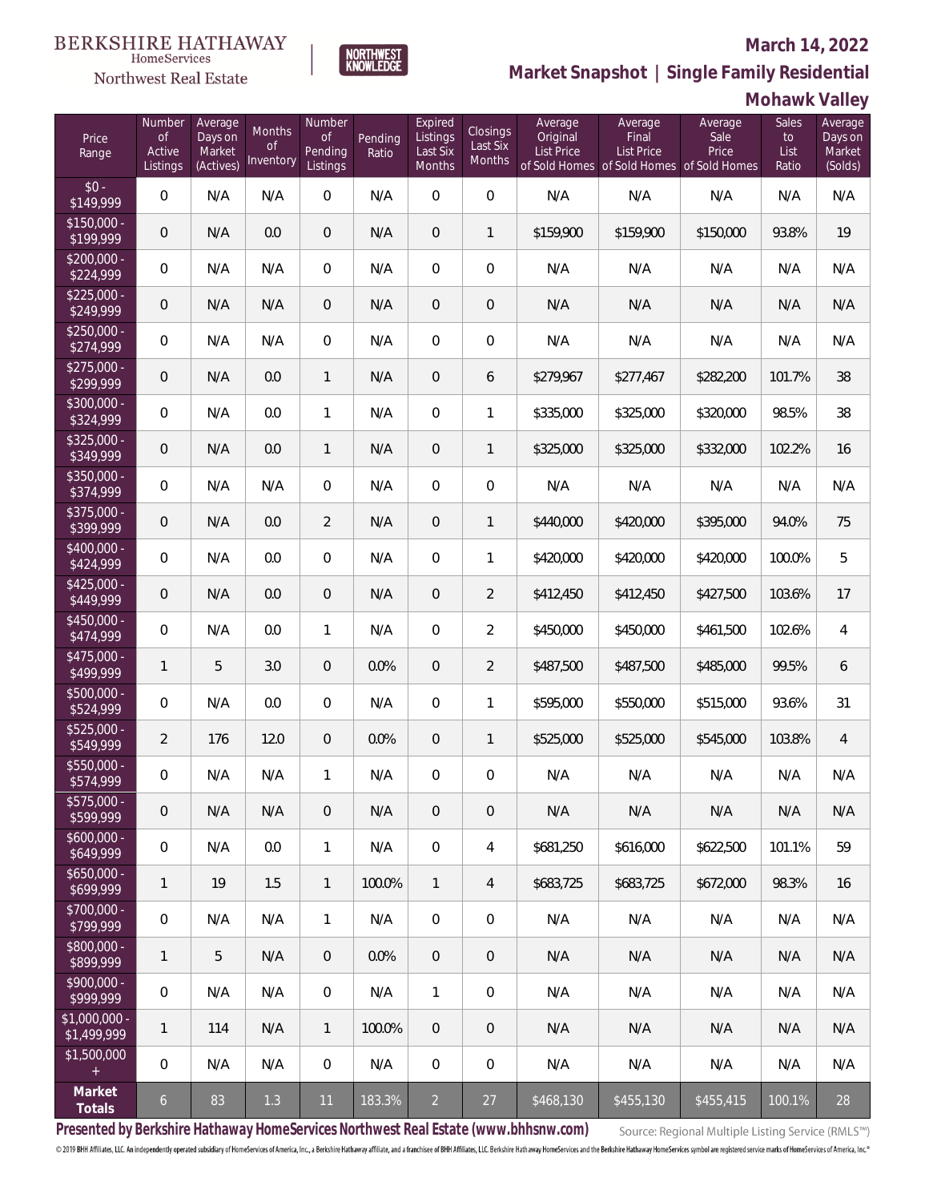BERKSHIRE HATHAWAY HomeServices Northwest Real Estate

NORTHWEST KNOWLEDGE

March 14, 2022

**Market Snapshot | Single Family Residential**

**Mohawk Valley**

| Price Range | Number of Active Listings | Average Days on Market (Actives) | Months of Inventory | Number of Pending Listings | Pending Ratio | Expired Listings Last Six Months | Closings Last Six Months | Average Original List Price of Sold Homes | Average Final List Price of Sold Homes | Average Sale Price of Sold Homes | Sales to List Ratio | Average Days on Market (Solds) |
|---|---|---|---|---|---|---|---|---|---|---|---|---|
| $0 - $149,999 | 0 | N/A | N/A | 0 | N/A | 0 | 0 | N/A | N/A | N/A | N/A | N/A |
| $150,000 - $199,999 | 0 | N/A | 0.0 | 0 | N/A | 0 | 1 | $159,900 | $159,900 | $150,000 | 93.8% | 19 |
| $200,000 - $224,999 | 0 | N/A | N/A | 0 | N/A | 0 | 0 | N/A | N/A | N/A | N/A | N/A |
| $225,000 - $249,999 | 0 | N/A | N/A | 0 | N/A | 0 | 0 | N/A | N/A | N/A | N/A | N/A |
| $250,000 - $274,999 | 0 | N/A | N/A | 0 | N/A | 0 | 0 | N/A | N/A | N/A | N/A | N/A |
| $275,000 - $299,999 | 0 | N/A | 0.0 | 1 | N/A | 0 | 6 | $279,967 | $277,467 | $282,200 | 101.7% | 38 |
| $300,000 - $324,999 | 0 | N/A | 0.0 | 1 | N/A | 0 | 1 | $335,000 | $325,000 | $320,000 | 98.5% | 38 |
| $325,000 - $349,999 | 0 | N/A | 0.0 | 1 | N/A | 0 | 1 | $325,000 | $325,000 | $332,000 | 102.2% | 16 |
| $350,000 - $374,999 | 0 | N/A | N/A | 0 | N/A | 0 | 0 | N/A | N/A | N/A | N/A | N/A |
| $375,000 - $399,999 | 0 | N/A | 0.0 | 2 | N/A | 0 | 1 | $440,000 | $420,000 | $395,000 | 94.0% | 75 |
| $400,000 - $424,999 | 0 | N/A | 0.0 | 0 | N/A | 0 | 1 | $420,000 | $420,000 | $420,000 | 100.0% | 5 |
| $425,000 - $449,999 | 0 | N/A | 0.0 | 0 | N/A | 0 | 2 | $412,450 | $412,450 | $427,500 | 103.6% | 17 |
| $450,000 - $474,999 | 0 | N/A | 0.0 | 1 | N/A | 0 | 2 | $450,000 | $450,000 | $461,500 | 102.6% | 4 |
| $475,000 - $499,999 | 1 | 5 | 3.0 | 0 | 0.0% | 0 | 2 | $487,500 | $487,500 | $485,000 | 99.5% | 6 |
| $500,000 - $524,999 | 0 | N/A | 0.0 | 0 | N/A | 0 | 1 | $595,000 | $550,000 | $515,000 | 93.6% | 31 |
| $525,000 - $549,999 | 2 | 176 | 12.0 | 0 | 0.0% | 0 | 1 | $525,000 | $525,000 | $545,000 | 103.8% | 4 |
| $550,000 - $574,999 | 0 | N/A | N/A | 1 | N/A | 0 | 0 | N/A | N/A | N/A | N/A | N/A |
| $575,000 - $599,999 | 0 | N/A | N/A | 0 | N/A | 0 | 0 | N/A | N/A | N/A | N/A | N/A |
| $600,000 - $649,999 | 0 | N/A | 0.0 | 1 | N/A | 0 | 4 | $681,250 | $616,000 | $622,500 | 101.1% | 59 |
| $650,000 - $699,999 | 1 | 19 | 1.5 | 1 | 100.0% | 1 | 4 | $683,725 | $683,725 | $672,000 | 98.3% | 16 |
| $700,000 - $799,999 | 0 | N/A | N/A | 1 | N/A | 0 | 0 | N/A | N/A | N/A | N/A | N/A |
| $800,000 - $899,999 | 1 | 5 | N/A | 0 | 0.0% | 0 | 0 | N/A | N/A | N/A | N/A | N/A |
| $900,000 - $999,999 | 0 | N/A | N/A | 0 | N/A | 1 | 0 | N/A | N/A | N/A | N/A | N/A |
| $1,000,000 - $1,499,999 | 1 | 114 | N/A | 1 | 100.0% | 0 | 0 | N/A | N/A | N/A | N/A | N/A |
| $1,500,000 + | 0 | N/A | N/A | 0 | N/A | 0 | 0 | N/A | N/A | N/A | N/A | N/A |
| **Market Totals** | 6 | 83 | 1.3 | 11 | 183.3% | 2 | 27 | $468,130 | $455,130 | $455,415 | 100.1% | 28 |

**Presented by Berkshire Hathaway HomeServices Northwest Real Estate (www.bhhsnw.com)**

Source: Regional Multiple Listing Service (RMLS™)

© 2019 BHH Affiliates, LLC. An independently operated subsidiary of HomeServices of America, Inc., a Berkshire Hathaway affiliate, and a franchisee of BHH Affiliates, LLC. Berkshire Hathaway HomeServices and the Berkshire Hathaway HomeServices symbol are registered service marks of HomeServices of America, Inc.®